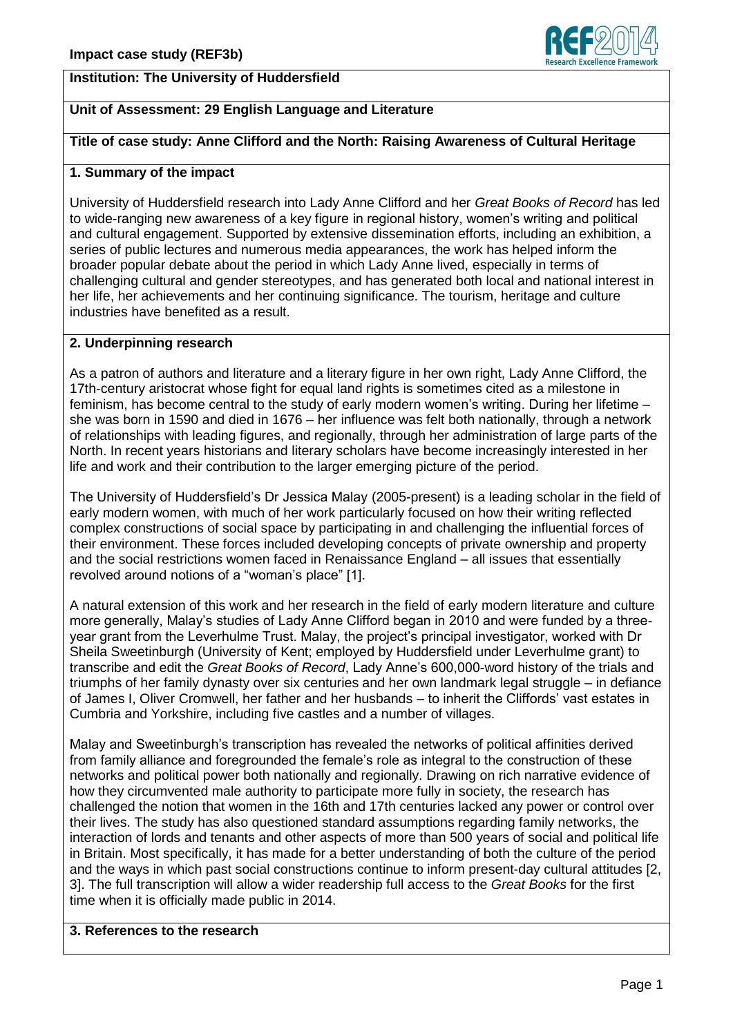**Impact case study (REF3b)**

**Institution: The University of Huddersfield**

**Unit of Assessment: 29 English Language and Literature**

**Title of case study: Anne Clifford and the North: Raising Awareness of Cultural Heritage**

## 1. Summary of the impact

University of Huddersfield research into Lady Anne Clifford and her *Great Books of Record* has led to wide-ranging new awareness of a key figure in regional history, women's writing and political and cultural engagement. Supported by extensive dissemination efforts, including an exhibition, a series of public lectures and numerous media appearances, the work has helped inform the broader popular debate about the period in which Lady Anne lived, especially in terms of challenging cultural and gender stereotypes, and has generated both local and national interest in her life, her achievements and her continuing significance. The tourism, heritage and culture industries have benefited as a result.

## 2. Underpinning research

As a patron of authors and literature and a literary figure in her own right, Lady Anne Clifford, the 17th-century aristocrat whose fight for equal land rights is sometimes cited as a milestone in feminism, has become central to the study of early modern women's writing. During her lifetime – she was born in 1590 and died in 1676 – her influence was felt both nationally, through a network of relationships with leading figures, and regionally, through her administration of large parts of the North. In recent years historians and literary scholars have become increasingly interested in her life and work and their contribution to the larger emerging picture of the period.

The University of Huddersfield's Dr Jessica Malay (2005-present) is a leading scholar in the field of early modern women, with much of her work particularly focused on how their writing reflected complex constructions of social space by participating in and challenging the influential forces of their environment. These forces included developing concepts of private ownership and property and the social restrictions women faced in Renaissance England – all issues that essentially revolved around notions of a "woman's place" [1].

A natural extension of this work and her research in the field of early modern literature and culture more generally, Malay's studies of Lady Anne Clifford began in 2010 and were funded by a three-year grant from the Leverhulme Trust. Malay, the project's principal investigator, worked with Dr Sheila Sweetinburgh (University of Kent; employed by Huddersfield under Leverhulme grant) to transcribe and edit the *Great Books of Record*, Lady Anne's 600,000-word history of the trials and triumphs of her family dynasty over six centuries and her own landmark legal struggle – in defiance of James I, Oliver Cromwell, her father and her husbands – to inherit the Cliffords' vast estates in Cumbria and Yorkshire, including five castles and a number of villages.

Malay and Sweetinburgh's transcription has revealed the networks of political affinities derived from family alliance and foregrounded the female's role as integral to the construction of these networks and political power both nationally and regionally. Drawing on rich narrative evidence of how they circumvented male authority to participate more fully in society, the research has challenged the notion that women in the 16th and 17th centuries lacked any power or control over their lives. The study has also questioned standard assumptions regarding family networks, the interaction of lords and tenants and other aspects of more than 500 years of social and political life in Britain. Most specifically, it has made for a better understanding of both the culture of the period and the ways in which past social constructions continue to inform present-day cultural attitudes [2, 3]. The full transcription will allow a wider readership full access to the *Great Books* for the first time when it is officially made public in 2014.

## 3. References to the research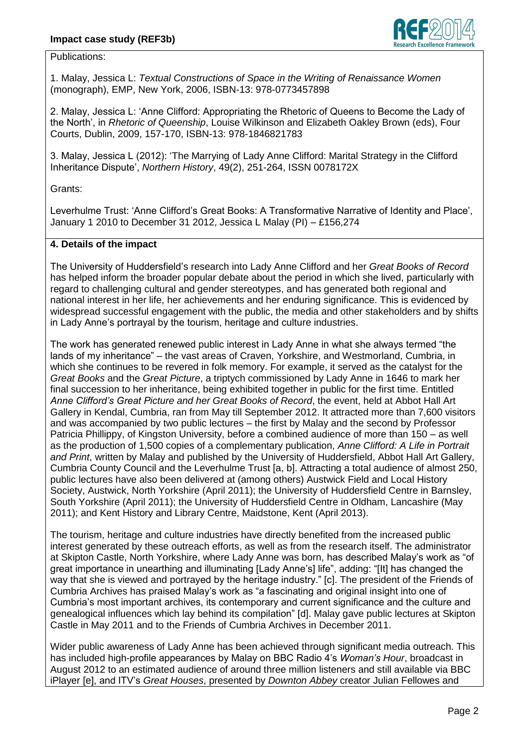Publications:

1. Malay, Jessica L: *Textual Constructions of Space in the Writing of Renaissance Women* (monograph), EMP, New York, 2006, ISBN-13: 978-0773457898

2. Malay, Jessica L: 'Anne Clifford: Appropriating the Rhetoric of Queens to Become the Lady of the North', in *Rhetoric of Queenship*, Louise Wilkinson and Elizabeth Oakley Brown (eds), Four Courts, Dublin, 2009, 157-170, ISBN-13: 978-1846821783

3. Malay, Jessica L (2012): 'The Marrying of Lady Anne Clifford: Marital Strategy in the Clifford Inheritance Dispute', *Northern History*, 49(2), 251-264, ISSN 0078172X

Grants:

Leverhulme Trust: 'Anne Clifford's Great Books: A Transformative Narrative of Identity and Place', January 1 2010 to December 31 2012, Jessica L Malay (PI) – £156,274

## 4. Details of the impact

The University of Huddersfield's research into Lady Anne Clifford and her *Great Books of Record* has helped inform the broader popular debate about the period in which she lived, particularly with regard to challenging cultural and gender stereotypes, and has generated both regional and national interest in her life, her achievements and her enduring significance. This is evidenced by widespread successful engagement with the public, the media and other stakeholders and by shifts in Lady Anne's portrayal by the tourism, heritage and culture industries.

The work has generated renewed public interest in Lady Anne in what she always termed "the lands of my inheritance" – the vast areas of Craven, Yorkshire, and Westmorland, Cumbria, in which she continues to be revered in folk memory. For example, it served as the catalyst for the *Great Books* and the *Great Picture*, a triptych commissioned by Lady Anne in 1646 to mark her final succession to her inheritance, being exhibited together in public for the first time. Entitled *Anne Clifford's Great Picture and her Great Books of Record*, the event, held at Abbot Hall Art Gallery in Kendal, Cumbria, ran from May till September 2012. It attracted more than 7,600 visitors and was accompanied by two public lectures – the first by Malay and the second by Professor Patricia Phillippy, of Kingston University, before a combined audience of more than 150 – as well as the production of 1,500 copies of a complementary publication, *Anne Clifford: A Life in Portrait and Print*, written by Malay and published by the University of Huddersfield, Abbot Hall Art Gallery, Cumbria County Council and the Leverhulme Trust [a, b]. Attracting a total audience of almost 250, public lectures have also been delivered at (among others) Austwick Field and Local History Society, Austwick, North Yorkshire (April 2011); the University of Huddersfield Centre in Barnsley, South Yorkshire (April 2011); the University of Huddersfield Centre in Oldham, Lancashire (May 2011); and Kent History and Library Centre, Maidstone, Kent (April 2013).

The tourism, heritage and culture industries have directly benefited from the increased public interest generated by these outreach efforts, as well as from the research itself. The administrator at Skipton Castle, North Yorkshire, where Lady Anne was born, has described Malay's work as "of great importance in unearthing and illuminating [Lady Anne's] life", adding: "[It] has changed the way that she is viewed and portrayed by the heritage industry." [c]. The president of the Friends of Cumbria Archives has praised Malay's work as "a fascinating and original insight into one of Cumbria's most important archives, its contemporary and current significance and the culture and genealogical influences which lay behind its compilation" [d]. Malay gave public lectures at Skipton Castle in May 2011 and to the Friends of Cumbria Archives in December 2011.

Wider public awareness of Lady Anne has been achieved through significant media outreach. This has included high-profile appearances by Malay on BBC Radio 4's *Woman's Hour*, broadcast in August 2012 to an estimated audience of around three million listeners and still available via BBC iPlayer [e], and ITV's *Great Houses*, presented by *Downton Abbey* creator Julian Fellowes and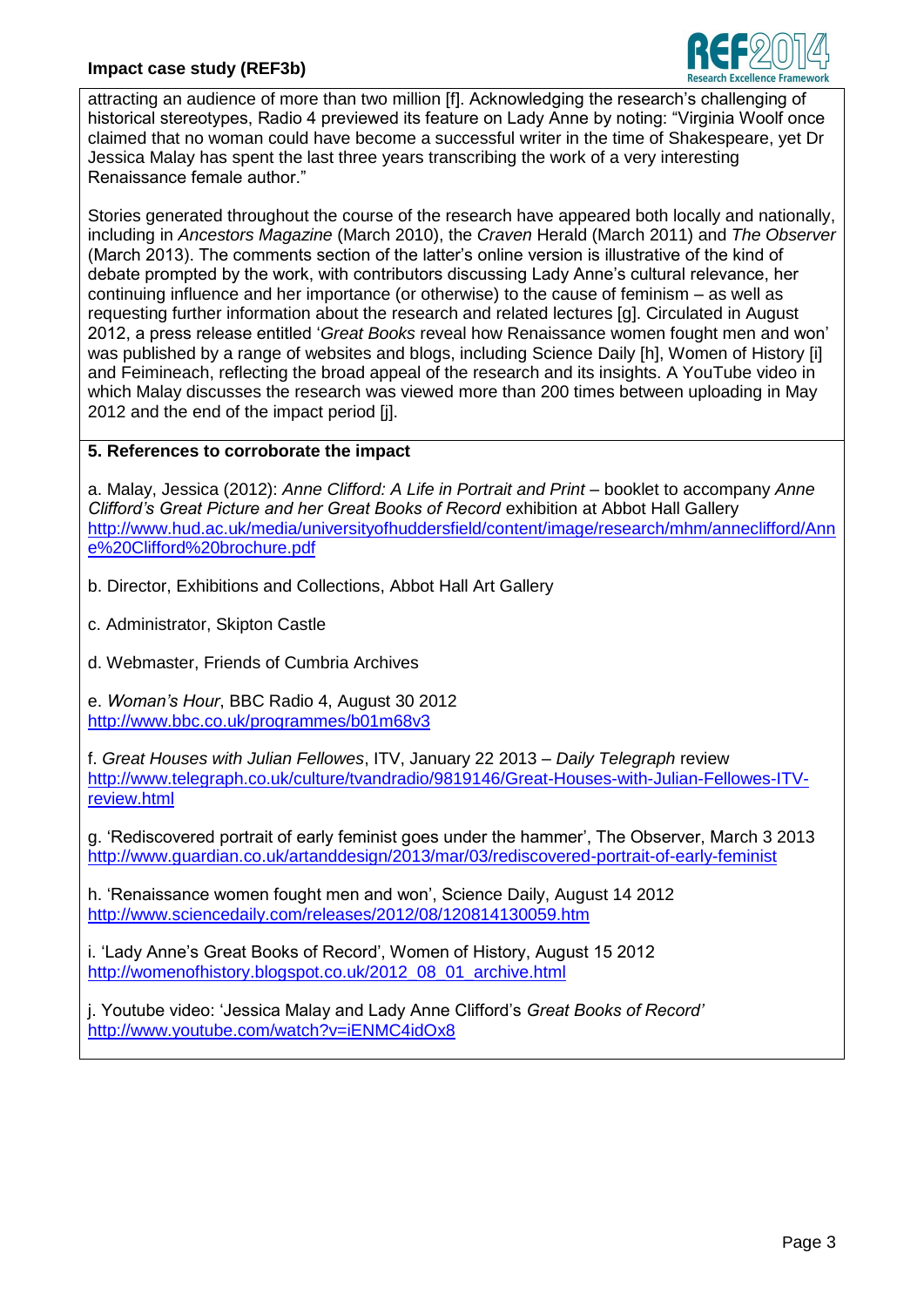attracting an audience of more than two million [f]. Acknowledging the research's challenging of historical stereotypes, Radio 4 previewed its feature on Lady Anne by noting: "Virginia Woolf once claimed that no woman could have become a successful writer in the time of Shakespeare, yet Dr Jessica Malay has spent the last three years transcribing the work of a very interesting Renaissance female author."

Stories generated throughout the course of the research have appeared both locally and nationally, including in *Ancestors Magazine* (March 2010), the *Craven* Herald (March 2011) and *The Observer* (March 2013). The comments section of the latter's online version is illustrative of the kind of debate prompted by the work, with contributors discussing Lady Anne's cultural relevance, her continuing influence and her importance (or otherwise) to the cause of feminism – as well as requesting further information about the research and related lectures [g]. Circulated in August 2012, a press release entitled '*Great Books* reveal how Renaissance women fought men and won' was published by a range of websites and blogs, including Science Daily [h], Women of History [i] and Feimineach, reflecting the broad appeal of the research and its insights. A YouTube video in which Malay discusses the research was viewed more than 200 times between uploading in May 2012 and the end of the impact period [j].

## 5. References to corroborate the impact

a. Malay, Jessica (2012): *Anne Clifford: A Life in Portrait and Print* – booklet to accompany *Anne Clifford's Great Picture and her Great Books of Record* exhibition at Abbot Hall Gallery
http://www.hud.ac.uk/media/universityofhuddersfield/content/image/research/mhm/anneclifford/Anne%20Clifford%20brochure.pdf

b. Director, Exhibitions and Collections, Abbot Hall Art Gallery

c. Administrator, Skipton Castle

d. Webmaster, Friends of Cumbria Archives

e. *Woman's Hour*, BBC Radio 4, August 30 2012
http://www.bbc.co.uk/programmes/b01m68v3

f. *Great Houses with Julian Fellowes*, ITV, January 22 2013 – *Daily Telegraph* review
http://www.telegraph.co.uk/culture/tvandradio/9819146/Great-Houses-with-Julian-Fellowes-ITV-review.html

g. 'Rediscovered portrait of early feminist goes under the hammer', The Observer, March 3 2013
http://www.guardian.co.uk/artanddesign/2013/mar/03/rediscovered-portrait-of-early-feminist

h. 'Renaissance women fought men and won', Science Daily, August 14 2012
http://www.sciencedaily.com/releases/2012/08/120814130059.htm

i. 'Lady Anne's Great Books of Record', Women of History, August 15 2012
http://womenofhistory.blogspot.co.uk/2012_08_01_archive.html

j. Youtube video: 'Jessica Malay and Lady Anne Clifford's *Great Books of Record'*
http://www.youtube.com/watch?v=iENMC4idOx8